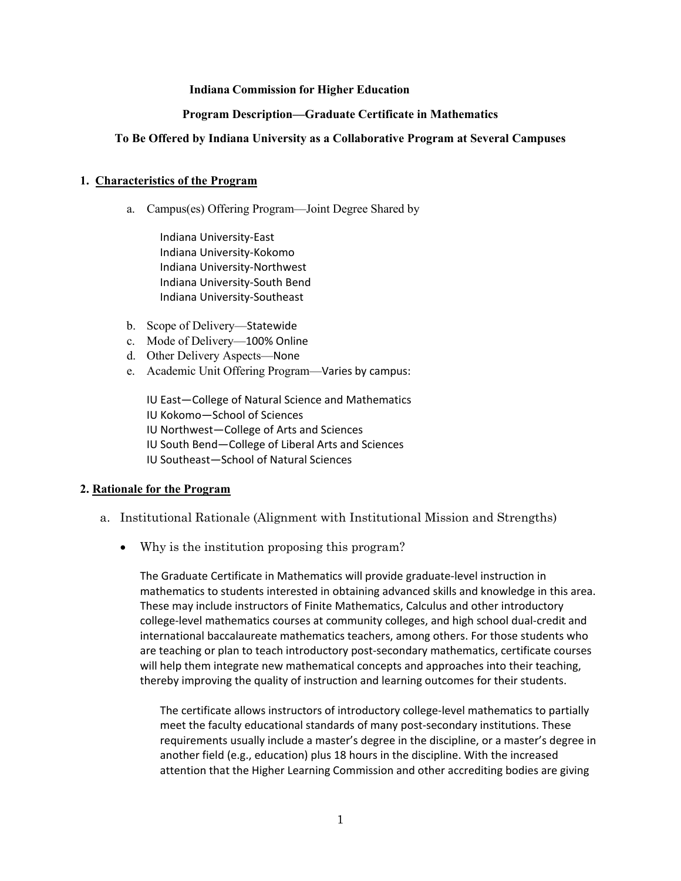**Indiana Commission for Higher Education**

**Program Description—Graduate Certificate in Mathematics**

**To Be Offered by Indiana University as a Collaborative Program at Several Campuses**

## 1. Characteristics of the Program

a. Campus(es) Offering Program—Joint Degree Shared by

Indiana University-East
Indiana University-Kokomo
Indiana University-Northwest
Indiana University-South Bend
Indiana University-Southeast

b. Scope of Delivery—Statewide
c. Mode of Delivery—100% Online
d. Other Delivery Aspects—None
e. Academic Unit Offering Program—Varies by campus:

IU East—College of Natural Science and Mathematics
IU Kokomo—School of Sciences
IU Northwest—College of Arts and Sciences
IU South Bend—College of Liberal Arts and Sciences
IU Southeast—School of Natural Sciences

## 2. Rationale for the Program

a. Institutional Rationale (Alignment with Institutional Mission and Strengths)

- Why is the institution proposing this program?

The Graduate Certificate in Mathematics will provide graduate-level instruction in mathematics to students interested in obtaining advanced skills and knowledge in this area. These may include instructors of Finite Mathematics, Calculus and other introductory college-level mathematics courses at community colleges, and high school dual-credit and international baccalaureate mathematics teachers, among others. For those students who are teaching or plan to teach introductory post-secondary mathematics, certificate courses will help them integrate new mathematical concepts and approaches into their teaching, thereby improving the quality of instruction and learning outcomes for their students.

The certificate allows instructors of introductory college-level mathematics to partially meet the faculty educational standards of many post-secondary institutions. These requirements usually include a master's degree in the discipline, or a master's degree in another field (e.g., education) plus 18 hours in the discipline. With the increased attention that the Higher Learning Commission and other accrediting bodies are giving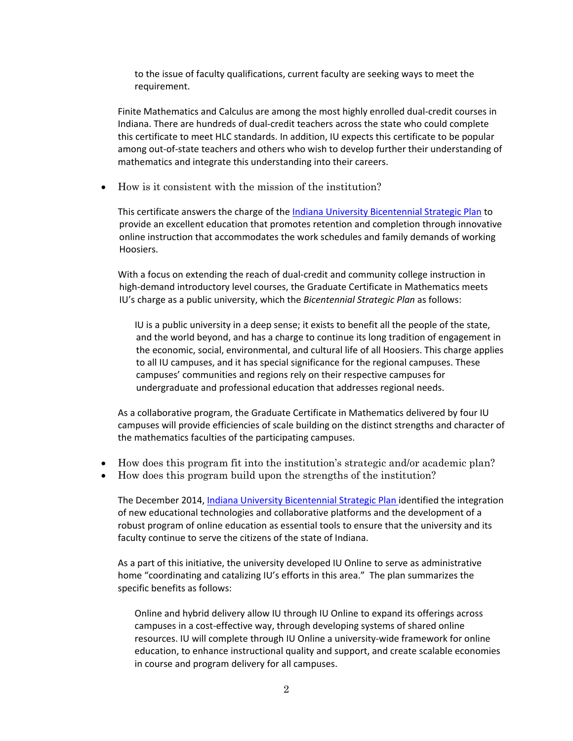to the issue of faculty qualifications, current faculty are seeking ways to meet the requirement.

Finite Mathematics and Calculus are among the most highly enrolled dual-credit courses in Indiana. There are hundreds of dual-credit teachers across the state who could complete this certificate to meet HLC standards. In addition, IU expects this certificate to be popular among out-of-state teachers and others who wish to develop further their understanding of mathematics and integrate this understanding into their careers.

- How is it consistent with the mission of the institution?

This certificate answers the charge of the Indiana University Bicentennial Strategic Plan to provide an excellent education that promotes retention and completion through innovative online instruction that accommodates the work schedules and family demands of working Hoosiers.

With a focus on extending the reach of dual-credit and community college instruction in high-demand introductory level courses, the Graduate Certificate in Mathematics meets IU's charge as a public university, which the *Bicentennial Strategic Plan* as follows:

> IU is a public university in a deep sense; it exists to benefit all the people of the state, and the world beyond, and has a charge to continue its long tradition of engagement in the economic, social, environmental, and cultural life of all Hoosiers. This charge applies to all IU campuses, and it has special significance for the regional campuses. These campuses' communities and regions rely on their respective campuses for undergraduate and professional education that addresses regional needs.

As a collaborative program, the Graduate Certificate in Mathematics delivered by four IU campuses will provide efficiencies of scale building on the distinct strengths and character of the mathematics faculties of the participating campuses.

- How does this program fit into the institution's strategic and/or academic plan?
- How does this program build upon the strengths of the institution?

The December 2014, Indiana University Bicentennial Strategic Plan identified the integration of new educational technologies and collaborative platforms and the development of a robust program of online education as essential tools to ensure that the university and its faculty continue to serve the citizens of the state of Indiana.

As a part of this initiative, the university developed IU Online to serve as administrative home "coordinating and catalizing IU's efforts in this area." The plan summarizes the specific benefits as follows:

> Online and hybrid delivery allow IU through IU Online to expand its offerings across campuses in a cost-effective way, through developing systems of shared online resources. IU will complete through IU Online a university-wide framework for online education, to enhance instructional quality and support, and create scalable economies in course and program delivery for all campuses.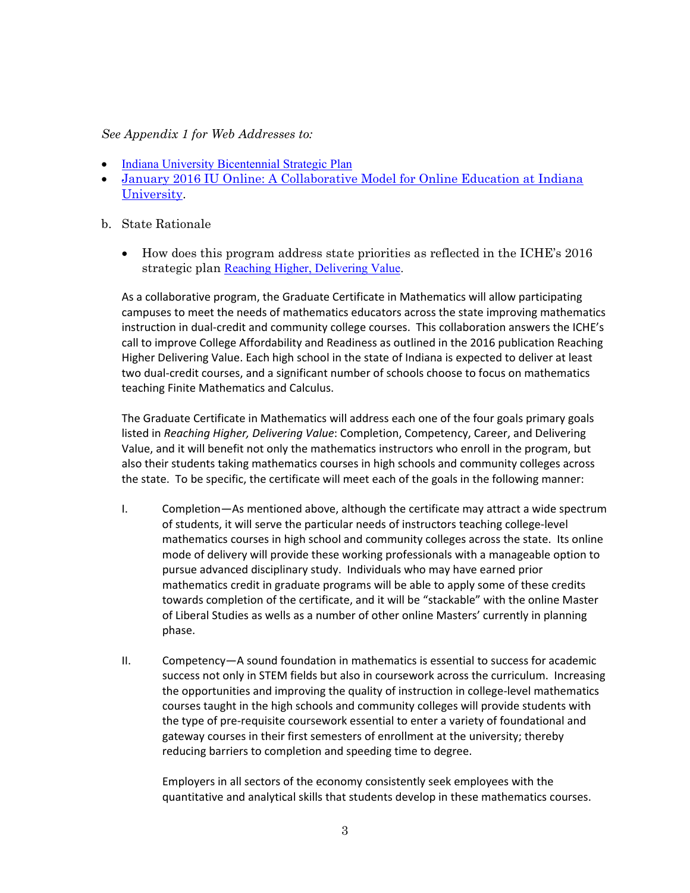*See Appendix 1 for Web Addresses to:*

- Indiana University Bicentennial Strategic Plan
- January 2016 IU Online: A Collaborative Model for Online Education at Indiana University.

b. State Rationale

- How does this program address state priorities as reflected in the ICHE's 2016 strategic plan Reaching Higher, Delivering Value.

As a collaborative program, the Graduate Certificate in Mathematics will allow participating campuses to meet the needs of mathematics educators across the state improving mathematics instruction in dual-credit and community college courses. This collaboration answers the ICHE's call to improve College Affordability and Readiness as outlined in the 2016 publication Reaching Higher Delivering Value. Each high school in the state of Indiana is expected to deliver at least two dual-credit courses, and a significant number of schools choose to focus on mathematics teaching Finite Mathematics and Calculus.

The Graduate Certificate in Mathematics will address each one of the four goals primary goals listed in *Reaching Higher, Delivering Value*: Completion, Competency, Career, and Delivering Value, and it will benefit not only the mathematics instructors who enroll in the program, but also their students taking mathematics courses in high schools and community colleges across the state. To be specific, the certificate will meet each of the goals in the following manner:

I. Completion—As mentioned above, although the certificate may attract a wide spectrum of students, it will serve the particular needs of instructors teaching college-level mathematics courses in high school and community colleges across the state. Its online mode of delivery will provide these working professionals with a manageable option to pursue advanced disciplinary study. Individuals who may have earned prior mathematics credit in graduate programs will be able to apply some of these credits towards completion of the certificate, and it will be "stackable" with the online Master of Liberal Studies as wells as a number of other online Masters' currently in planning phase.

II. Competency—A sound foundation in mathematics is essential to success for academic success not only in STEM fields but also in coursework across the curriculum. Increasing the opportunities and improving the quality of instruction in college-level mathematics courses taught in the high schools and community colleges will provide students with the type of pre-requisite coursework essential to enter a variety of foundational and gateway courses in their first semesters of enrollment at the university; thereby reducing barriers to completion and speeding time to degree.

Employers in all sectors of the economy consistently seek employees with the quantitative and analytical skills that students develop in these mathematics courses.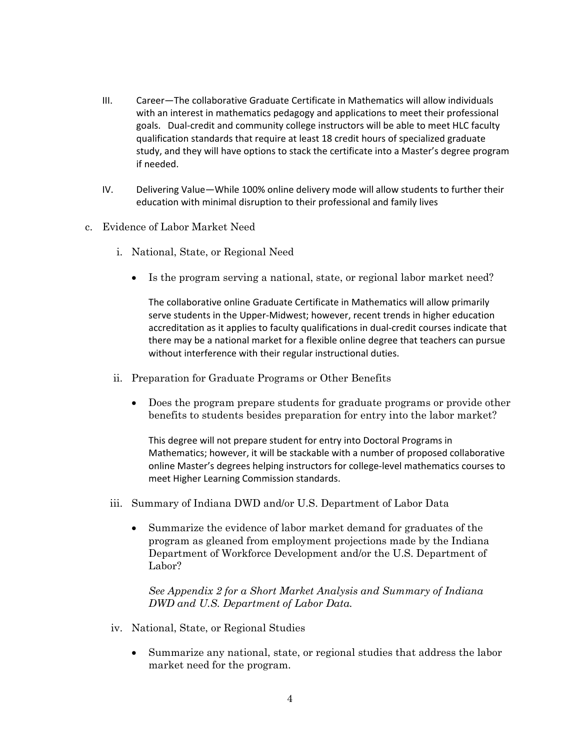III. Career—The collaborative Graduate Certificate in Mathematics will allow individuals with an interest in mathematics pedagogy and applications to meet their professional goals. Dual-credit and community college instructors will be able to meet HLC faculty qualification standards that require at least 18 credit hours of specialized graduate study, and they will have options to stack the certificate into a Master's degree program if needed.

IV. Delivering Value—While 100% online delivery mode will allow students to further their education with minimal disruption to their professional and family lives

c. Evidence of Labor Market Need

   i. National, State, or Regional Need

   - Is the program serving a national, state, or regional labor market need?

     The collaborative online Graduate Certificate in Mathematics will allow primarily serve students in the Upper-Midwest; however, recent trends in higher education accreditation as it applies to faculty qualifications in dual-credit courses indicate that there may be a national market for a flexible online degree that teachers can pursue without interference with their regular instructional duties.

   ii. Preparation for Graduate Programs or Other Benefits

   - Does the program prepare students for graduate programs or provide other benefits to students besides preparation for entry into the labor market?

     This degree will not prepare student for entry into Doctoral Programs in Mathematics; however, it will be stackable with a number of proposed collaborative online Master's degrees helping instructors for college-level mathematics courses to meet Higher Learning Commission standards.

   iii. Summary of Indiana DWD and/or U.S. Department of Labor Data

   - Summarize the evidence of labor market demand for graduates of the program as gleaned from employment projections made by the Indiana Department of Workforce Development and/or the U.S. Department of Labor?

     *See Appendix 2 for a Short Market Analysis and Summary of Indiana DWD and U.S. Department of Labor Data.*

   iv. National, State, or Regional Studies

   - Summarize any national, state, or regional studies that address the labor market need for the program.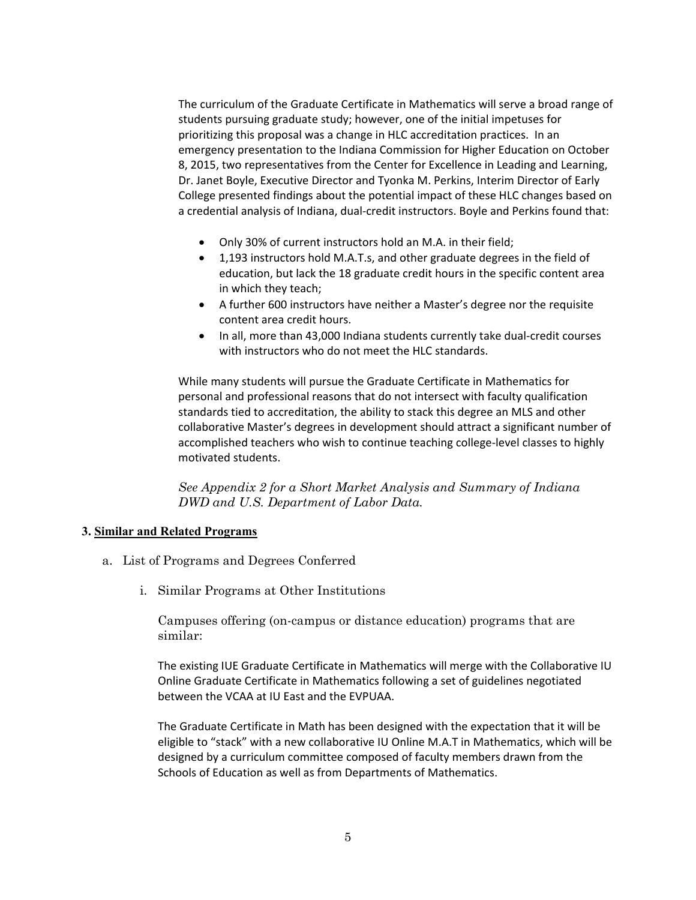The curriculum of the Graduate Certificate in Mathematics will serve a broad range of students pursuing graduate study; however, one of the initial impetuses for prioritizing this proposal was a change in HLC accreditation practices. In an emergency presentation to the Indiana Commission for Higher Education on October 8, 2015, two representatives from the Center for Excellence in Leading and Learning, Dr. Janet Boyle, Executive Director and Tyonka M. Perkins, Interim Director of Early College presented findings about the potential impact of these HLC changes based on a credential analysis of Indiana, dual-credit instructors. Boyle and Perkins found that:

- Only 30% of current instructors hold an M.A. in their field;
- 1,193 instructors hold M.A.T.s, and other graduate degrees in the field of education, but lack the 18 graduate credit hours in the specific content area in which they teach;
- A further 600 instructors have neither a Master's degree nor the requisite content area credit hours.
- In all, more than 43,000 Indiana students currently take dual-credit courses with instructors who do not meet the HLC standards.

While many students will pursue the Graduate Certificate in Mathematics for personal and professional reasons that do not intersect with faculty qualification standards tied to accreditation, the ability to stack this degree an MLS and other collaborative Master's degrees in development should attract a significant number of accomplished teachers who wish to continue teaching college-level classes to highly motivated students.

*See Appendix 2 for a Short Market Analysis and Summary of Indiana DWD and U.S. Department of Labor Data.*

## 3. Similar and Related Programs

a. List of Programs and Degrees Conferred

i. Similar Programs at Other Institutions

Campuses offering (on-campus or distance education) programs that are similar:

The existing IUE Graduate Certificate in Mathematics will merge with the Collaborative IU Online Graduate Certificate in Mathematics following a set of guidelines negotiated between the VCAA at IU East and the EVPUAA.

The Graduate Certificate in Math has been designed with the expectation that it will be eligible to "stack" with a new collaborative IU Online M.A.T in Mathematics, which will be designed by a curriculum committee composed of faculty members drawn from the Schools of Education as well as from Departments of Mathematics.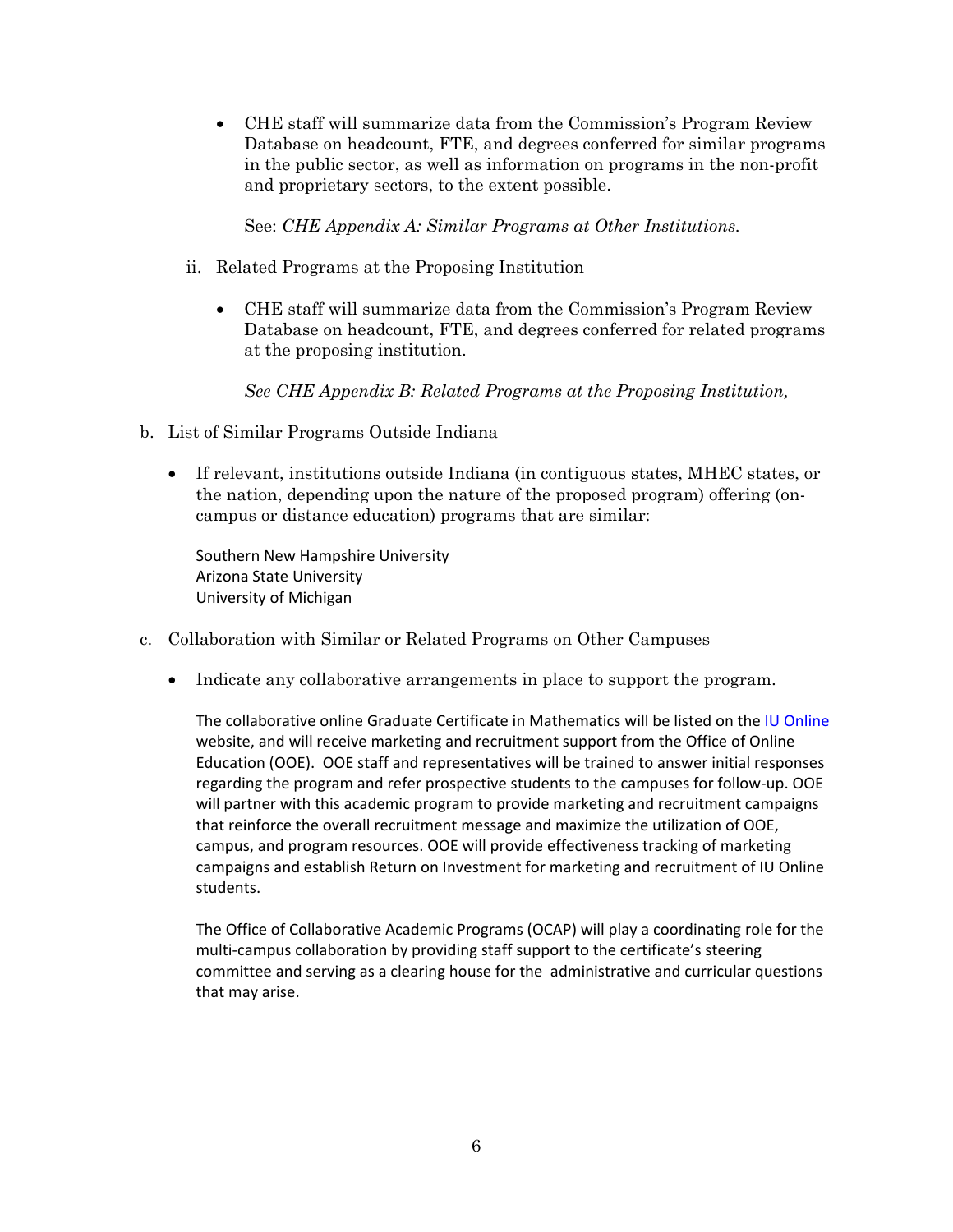- CHE staff will summarize data from the Commission's Program Review Database on headcount, FTE, and degrees conferred for similar programs in the public sector, as well as information on programs in the non-profit and proprietary sectors, to the extent possible.

  See: *CHE Appendix A: Similar Programs at Other Institutions.*

ii. Related Programs at the Proposing Institution

- CHE staff will summarize data from the Commission's Program Review Database on headcount, FTE, and degrees conferred for related programs at the proposing institution.

  *See CHE Appendix B: Related Programs at the Proposing Institution,*

b. List of Similar Programs Outside Indiana

- If relevant, institutions outside Indiana (in contiguous states, MHEC states, or the nation, depending upon the nature of the proposed program) offering (on-campus or distance education) programs that are similar:

  Southern New Hampshire University
  Arizona State University
  University of Michigan

c. Collaboration with Similar or Related Programs on Other Campuses

- Indicate any collaborative arrangements in place to support the program.

  The collaborative online Graduate Certificate in Mathematics will be listed on the IU Online website, and will receive marketing and recruitment support from the Office of Online Education (OOE). OOE staff and representatives will be trained to answer initial responses regarding the program and refer prospective students to the campuses for follow-up. OOE will partner with this academic program to provide marketing and recruitment campaigns that reinforce the overall recruitment message and maximize the utilization of OOE, campus, and program resources. OOE will provide effectiveness tracking of marketing campaigns and establish Return on Investment for marketing and recruitment of IU Online students.

  The Office of Collaborative Academic Programs (OCAP) will play a coordinating role for the multi-campus collaboration by providing staff support to the certificate's steering committee and serving as a clearing house for the administrative and curricular questions that may arise.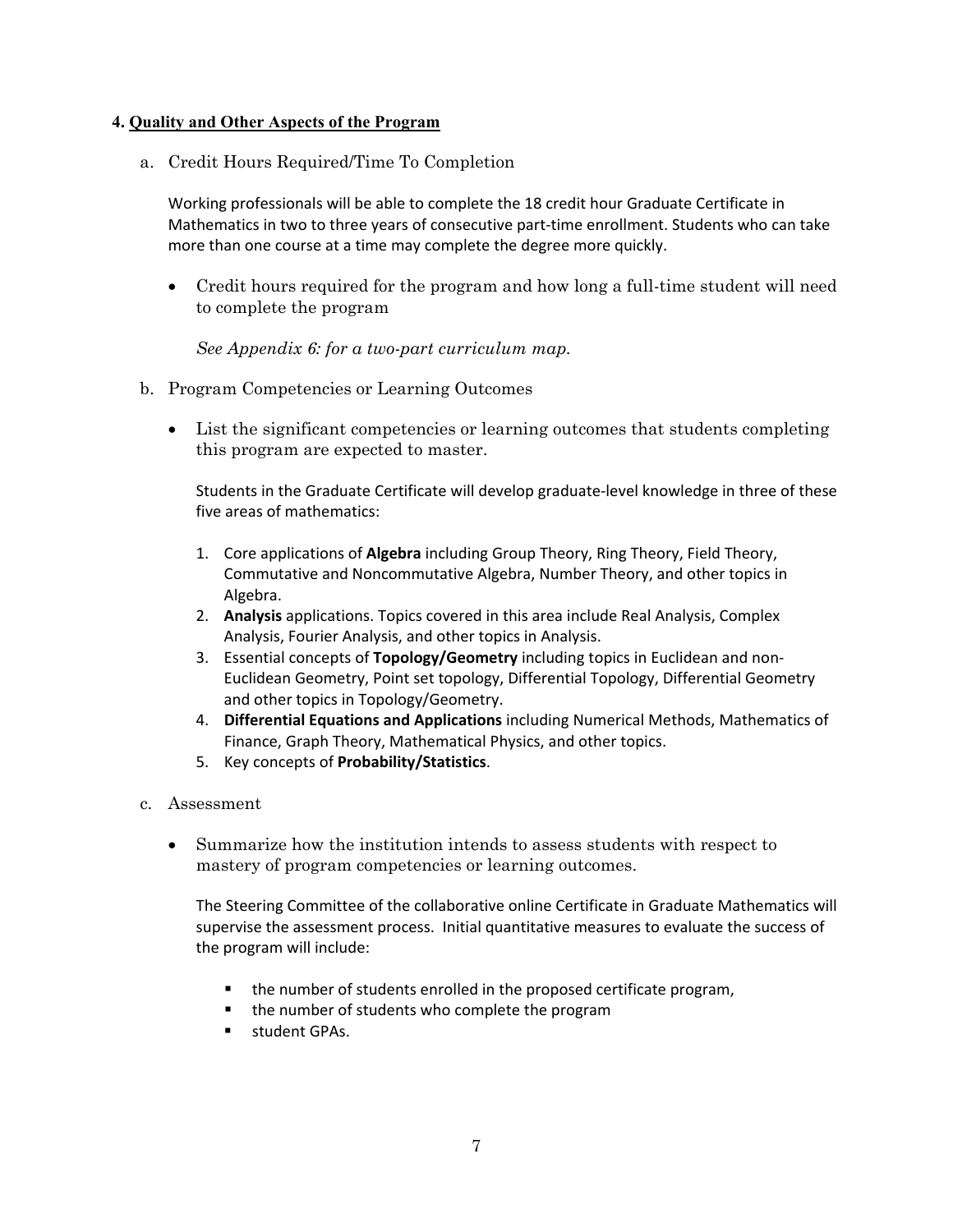## 4. Quality and Other Aspects of the Program

a. Credit Hours Required/Time To Completion

Working professionals will be able to complete the 18 credit hour Graduate Certificate in Mathematics in two to three years of consecutive part-time enrollment. Students who can take more than one course at a time may complete the degree more quickly.

- Credit hours required for the program and how long a full-time student will need to complete the program

  *See Appendix 6: for a two-part curriculum map.*

b. Program Competencies or Learning Outcomes

- List the significant competencies or learning outcomes that students completing this program are expected to master.

  Students in the Graduate Certificate will develop graduate-level knowledge in three of these five areas of mathematics:

  1. Core applications of **Algebra** including Group Theory, Ring Theory, Field Theory, Commutative and Noncommutative Algebra, Number Theory, and other topics in Algebra.
  2. **Analysis** applications. Topics covered in this area include Real Analysis, Complex Analysis, Fourier Analysis, and other topics in Analysis.
  3. Essential concepts of **Topology/Geometry** including topics in Euclidean and non-Euclidean Geometry, Point set topology, Differential Topology, Differential Geometry and other topics in Topology/Geometry.
  4. **Differential Equations and Applications** including Numerical Methods, Mathematics of Finance, Graph Theory, Mathematical Physics, and other topics.
  5. Key concepts of **Probability/Statistics**.

c. Assessment

- Summarize how the institution intends to assess students with respect to mastery of program competencies or learning outcomes.

  The Steering Committee of the collaborative online Certificate in Graduate Mathematics will supervise the assessment process. Initial quantitative measures to evaluate the success of the program will include:

  - the number of students enrolled in the proposed certificate program,
  - the number of students who complete the program
  - student GPAs.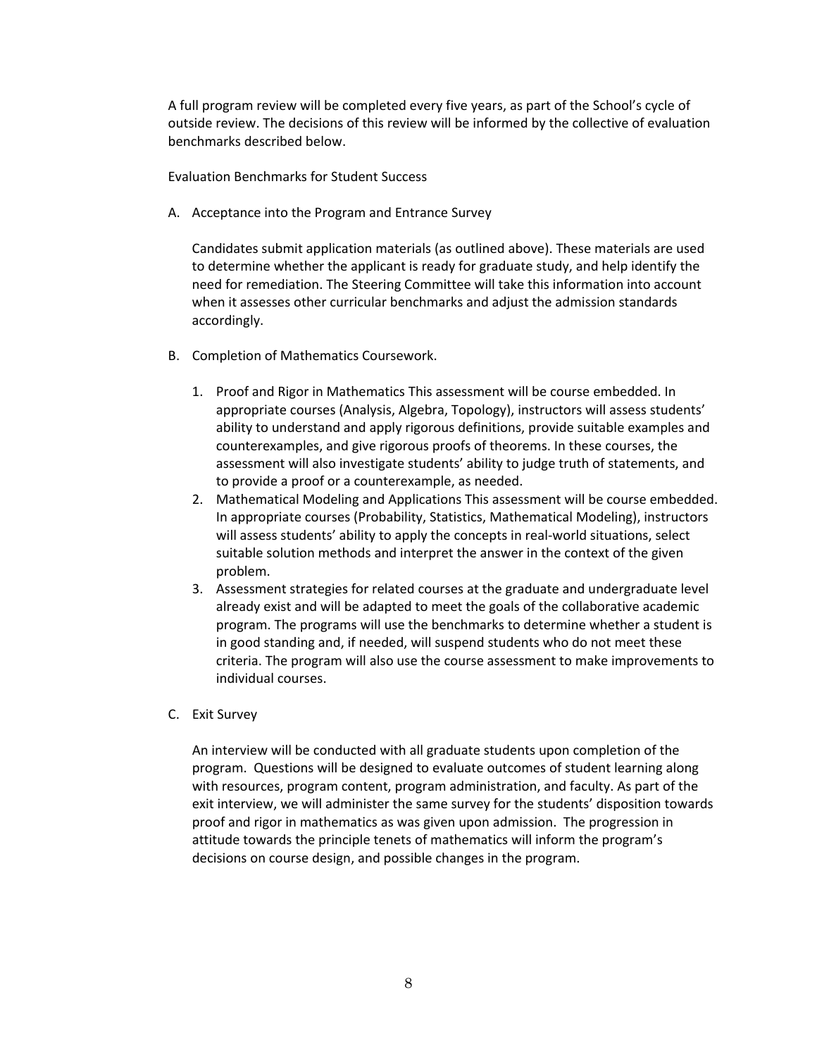A full program review will be completed every five years, as part of the School's cycle of outside review. The decisions of this review will be informed by the collective of evaluation benchmarks described below.

Evaluation Benchmarks for Student Success

A. Acceptance into the Program and Entrance Survey

   Candidates submit application materials (as outlined above). These materials are used to determine whether the applicant is ready for graduate study, and help identify the need for remediation. The Steering Committee will take this information into account when it assesses other curricular benchmarks and adjust the admission standards accordingly.

B. Completion of Mathematics Coursework.

   1. Proof and Rigor in Mathematics This assessment will be course embedded. In appropriate courses (Analysis, Algebra, Topology), instructors will assess students' ability to understand and apply rigorous definitions, provide suitable examples and counterexamples, and give rigorous proofs of theorems. In these courses, the assessment will also investigate students' ability to judge truth of statements, and to provide a proof or a counterexample, as needed.
   2. Mathematical Modeling and Applications This assessment will be course embedded. In appropriate courses (Probability, Statistics, Mathematical Modeling), instructors will assess students' ability to apply the concepts in real-world situations, select suitable solution methods and interpret the answer in the context of the given problem.
   3. Assessment strategies for related courses at the graduate and undergraduate level already exist and will be adapted to meet the goals of the collaborative academic program. The programs will use the benchmarks to determine whether a student is in good standing and, if needed, will suspend students who do not meet these criteria. The program will also use the course assessment to make improvements to individual courses.

C. Exit Survey

   An interview will be conducted with all graduate students upon completion of the program. Questions will be designed to evaluate outcomes of student learning along with resources, program content, program administration, and faculty. As part of the exit interview, we will administer the same survey for the students' disposition towards proof and rigor in mathematics as was given upon admission. The progression in attitude towards the principle tenets of mathematics will inform the program's decisions on course design, and possible changes in the program.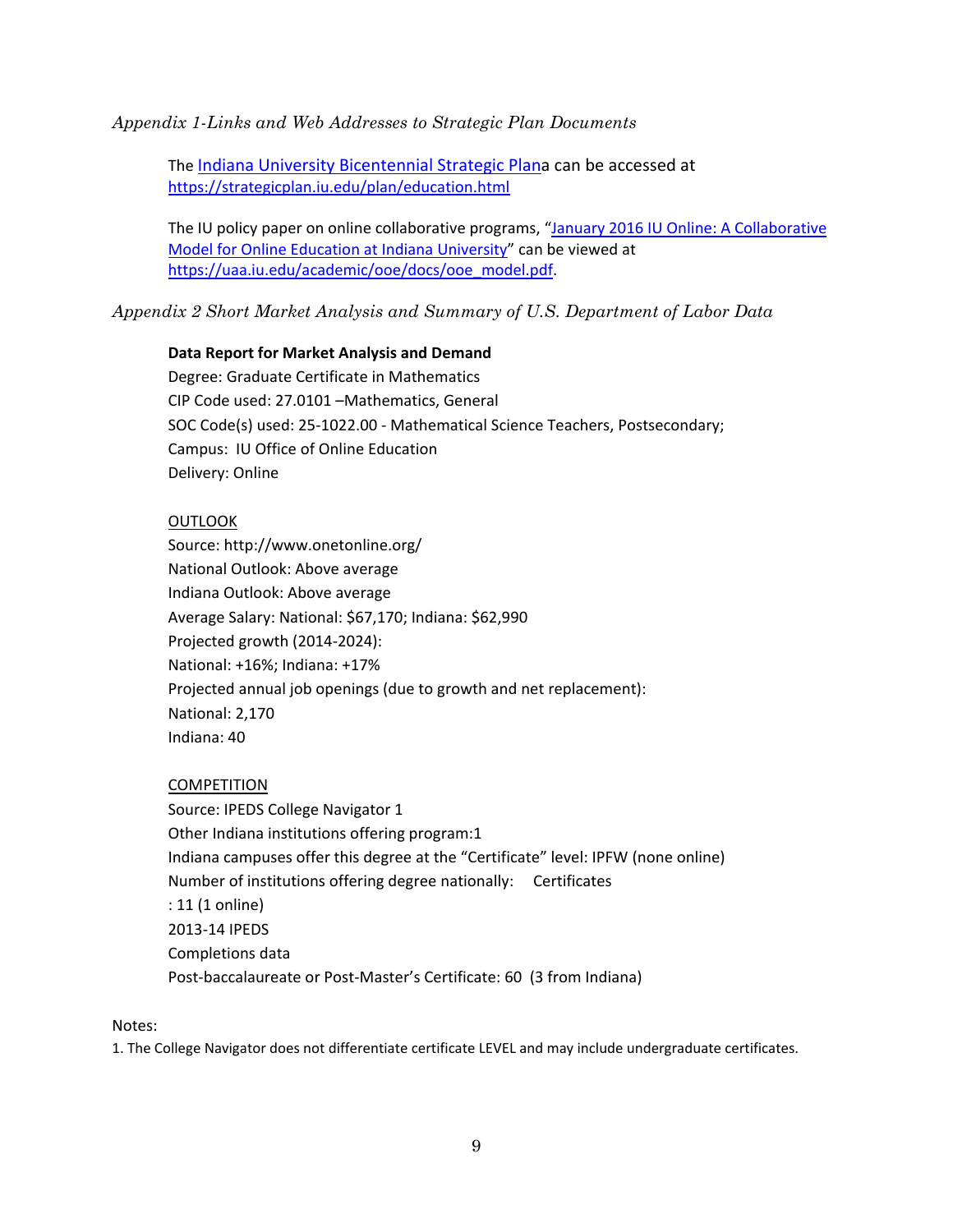*Appendix 1-Links and Web Addresses to Strategic Plan Documents*

The [Indiana University Bicentennial Strategic Plan](https://strategicplan.iu.edu/plan/education.html)a can be accessed at https://strategicplan.iu.edu/plan/education.html

The IU policy paper on online collaborative programs, "[January 2016 IU Online: A Collaborative Model for Online Education at Indiana University](https://uaa.iu.edu/academic/ooe/docs/ooe_model.pdf)" can be viewed at https://uaa.iu.edu/academic/ooe/docs/ooe_model.pdf.

*Appendix 2 Short Market Analysis and Summary of U.S. Department of Labor Data*

**Data Report for Market Analysis and Demand**
Degree: Graduate Certificate in Mathematics
CIP Code used: 27.0101 –Mathematics, General
SOC Code(s) used: 25-1022.00 - Mathematical Science Teachers, Postsecondary;
Campus: IU Office of Online Education
Delivery: Online

<u>OUTLOOK</u>
Source: http://www.onetonline.org/
National Outlook: Above average
Indiana Outlook: Above average
Average Salary: National: $67,170; Indiana: $62,990
Projected growth (2014-2024):
National: +16%; Indiana: +17%
Projected annual job openings (due to growth and net replacement):
National: 2,170
Indiana: 40

<u>COMPETITION</u>
Source: IPEDS College Navigator 1
Other Indiana institutions offering program:1
Indiana campuses offer this degree at the "Certificate" level: IPFW (none online)
Number of institutions offering degree nationally: Certificates
: 11 (1 online)
2013-14 IPEDS
Completions data
Post-baccalaureate or Post-Master's Certificate: 60 (3 from Indiana)

Notes:
1. The College Navigator does not differentiate certificate LEVEL and may include undergraduate certificates.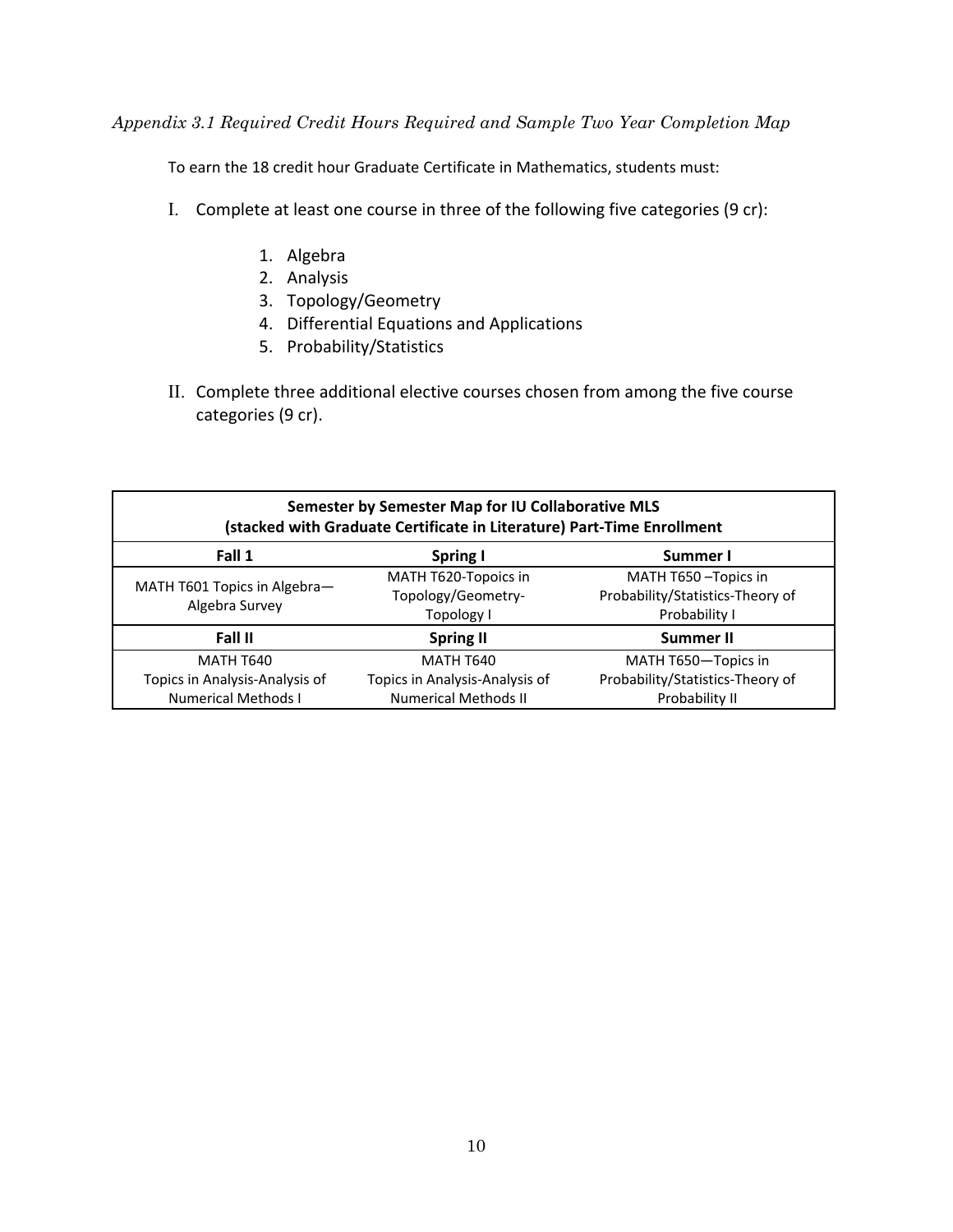*Appendix 3.1 Required Credit Hours Required and Sample Two Year Completion Map*

To earn the 18 credit hour Graduate Certificate in Mathematics, students must:

I. Complete at least one course in three of the following five categories (9 cr):

1. Algebra
2. Analysis
3. Topology/Geometry
4. Differential Equations and Applications
5. Probability/Statistics

II. Complete three additional elective courses chosen from among the five course categories (9 cr).

| **Semester by Semester Map for IU Collaborative MLS (stacked with Graduate Certificate in Literature) Part-Time Enrollment** | | |
|---|---|---|
| **Fall 1** | **Spring I** | **Summer I** |
| MATH T601 Topics in Algebra—Algebra Survey | MATH T620-Topoics in Topology/Geometry-Topology I | MATH T650 –Topics in Probability/Statistics-Theory of Probability I |
| **Fall II** | **Spring II** | **Summer II** |
| MATH T640 Topics in Analysis-Analysis of Numerical Methods I | MATH T640 Topics in Analysis-Analysis of Numerical Methods II | MATH T650—Topics in Probability/Statistics-Theory of Probability II |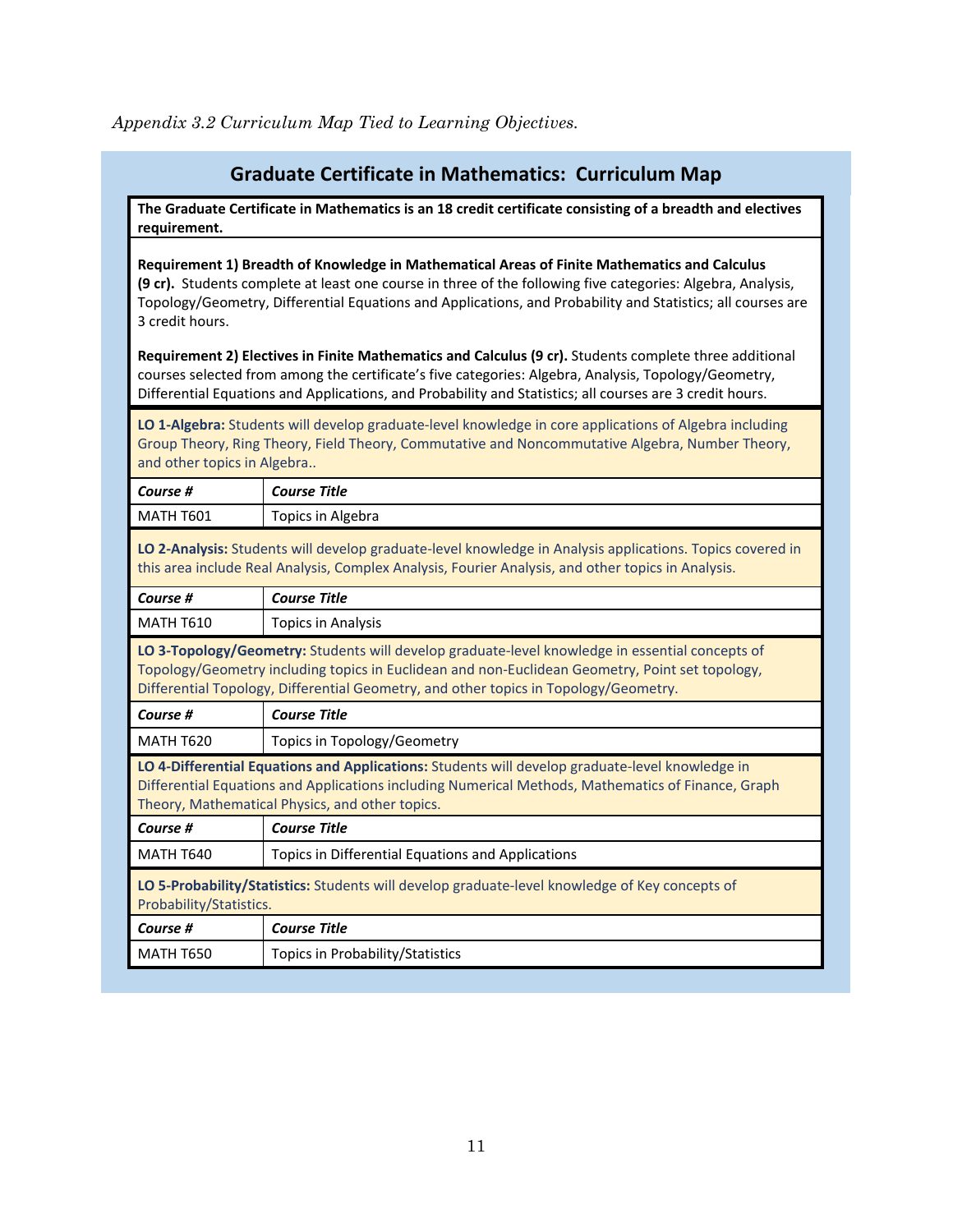*Appendix 3.2 Curriculum Map Tied to Learning Objectives.*

## Graduate Certificate in Mathematics: Curriculum Map

**The Graduate Certificate in Mathematics is an 18 credit certificate consisting of a breadth and electives requirement.**

**Requirement 1) Breadth of Knowledge in Mathematical Areas of Finite Mathematics and Calculus (9 cr).** Students complete at least one course in three of the following five categories: Algebra, Analysis, Topology/Geometry, Differential Equations and Applications, and Probability and Statistics; all courses are 3 credit hours.

**Requirement 2) Electives in Finite Mathematics and Calculus (9 cr).** Students complete three additional courses selected from among the certificate's five categories: Algebra, Analysis, Topology/Geometry, Differential Equations and Applications, and Probability and Statistics; all courses are 3 credit hours.

**LO 1-Algebra:** Students will develop graduate-level knowledge in core applications of Algebra including Group Theory, Ring Theory, Field Theory, Commutative and Noncommutative Algebra, Number Theory, and other topics in Algebra..

| *Course #* | *Course Title* |
|---|---|
| MATH T601 | Topics in Algebra |

**LO 2-Analysis:** Students will develop graduate-level knowledge in Analysis applications. Topics covered in this area include Real Analysis, Complex Analysis, Fourier Analysis, and other topics in Analysis.

| *Course #* | *Course Title* |
|---|---|
| MATH T610 | Topics in Analysis |

**LO 3-Topology/Geometry:** Students will develop graduate-level knowledge in essential concepts of Topology/Geometry including topics in Euclidean and non-Euclidean Geometry, Point set topology, Differential Topology, Differential Geometry, and other topics in Topology/Geometry.

| *Course #* | *Course Title* |
|---|---|
| MATH T620 | Topics in Topology/Geometry |

**LO 4-Differential Equations and Applications:** Students will develop graduate-level knowledge in Differential Equations and Applications including Numerical Methods, Mathematics of Finance, Graph Theory, Mathematical Physics, and other topics.

| *Course #* | *Course Title* |
|---|---|
| MATH T640 | Topics in Differential Equations and Applications |

**LO 5-Probability/Statistics:** Students will develop graduate-level knowledge of Key concepts of Probability/Statistics.

| *Course #* | *Course Title* |
|---|---|
| MATH T650 | Topics in Probability/Statistics |